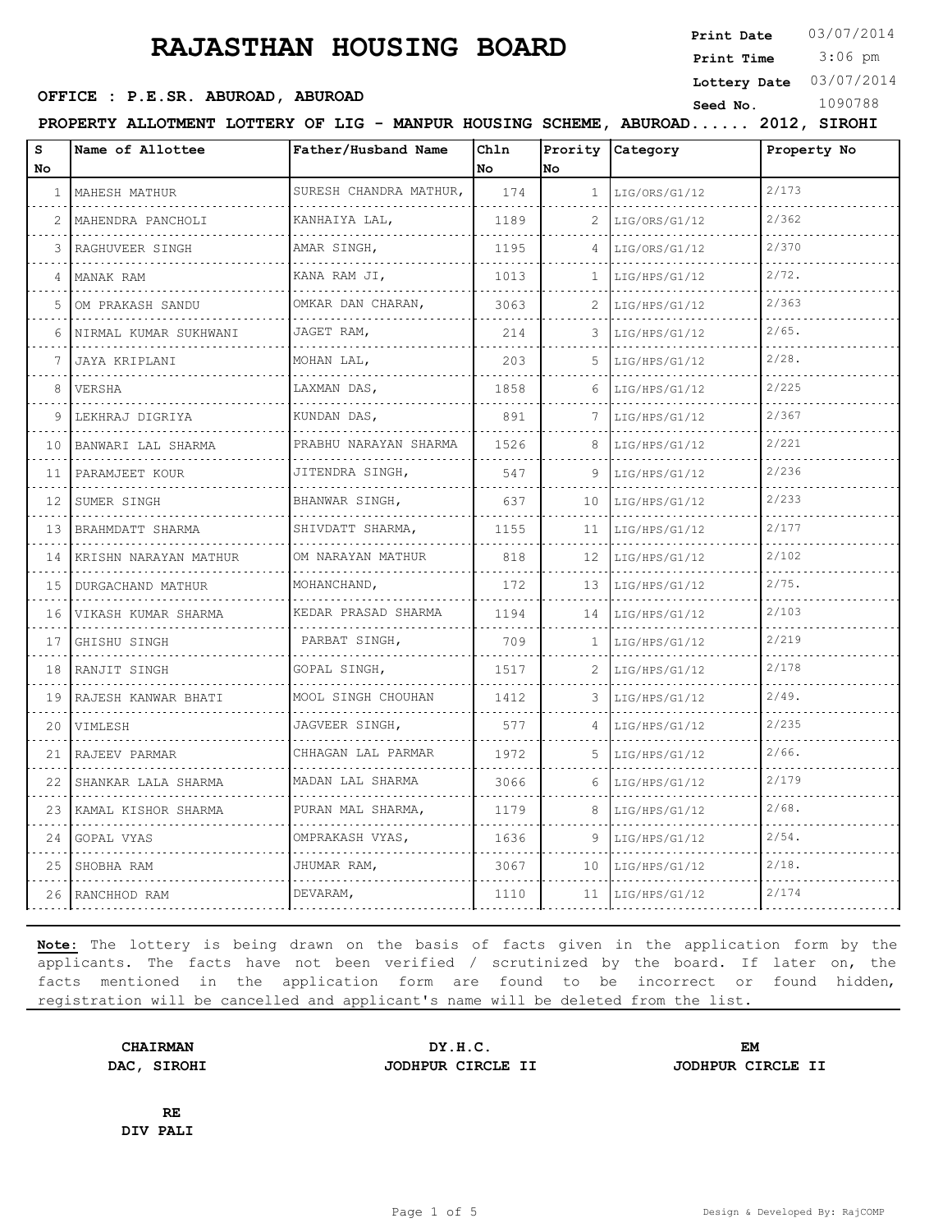# RAJASTHAN HOUSING BOARD

**Print Date** 03/07/2014
**Print Time** 3:06 pm
**Lottery Date** 03/07/2014
**Seed No.** 1090788

**OFFICE : P.E.SR. ABUROAD, ABUROAD**

**PROPERTY ALLOTMENT LOTTERY OF LIG - MANPUR HOUSING SCHEME, ABUROAD...... 2012, SIROHI**

| S No | Name of Allottee | Father/Husband Name | Chln No | Prority No | Category | Property No |
|---|---|---|---|---|---|---|
| 1 | MAHESH MATHUR | SURESH CHANDRA MATHUR, | 174 | 1 | LIG/ORS/G1/12 | 2/173 |
| 2 | MAHENDRA PANCHOLI | KANHAIYA LAL, | 1189 | 2 | LIG/ORS/G1/12 | 2/362 |
| 3 | RAGHUVEER SINGH | AMAR SINGH, | 1195 | 4 | LIG/ORS/G1/12 | 2/370 |
| 4 | MANAK RAM | KANA RAM JI, | 1013 | 1 | LIG/HPS/G1/12 | 2/72. |
| 5 | OM PRAKASH SANDU | OMKAR DAN CHARAN, | 3063 | 2 | LIG/HPS/G1/12 | 2/363 |
| 6 | NIRMAL KUMAR SUKHWANI | JAGET RAM, | 214 | 3 | LIG/HPS/G1/12 | 2/65. |
| 7 | JAYA KRIPLANI | MOHAN LAL, | 203 | 5 | LIG/HPS/G1/12 | 2/28. |
| 8 | VERSHA | LAXMAN DAS, | 1858 | 6 | LIG/HPS/G1/12 | 2/225 |
| 9 | LEKHRAJ DIGRIYA | KUNDAN DAS, | 891 | 7 | LIG/HPS/G1/12 | 2/367 |
| 10 | BANWARI LAL SHARMA | PRABHU NARAYAN SHARMA | 1526 | 8 | LIG/HPS/G1/12 | 2/221 |
| 11 | PARAMJEET KOUR | JITENDRA SINGH, | 547 | 9 | LIG/HPS/G1/12 | 2/236 |
| 12 | SUMER SINGH | BHANWAR SINGH, | 637 | 10 | LIG/HPS/G1/12 | 2/233 |
| 13 | BRAHMDATT SHARMA | SHIVDATT SHARMA, | 1155 | 11 | LIG/HPS/G1/12 | 2/177 |
| 14 | KRISHN NARAYAN MATHUR | OM NARAYAN MATHUR | 818 | 12 | LIG/HPS/G1/12 | 2/102 |
| 15 | DURGACHAND MATHUR | MOHANCHAND, | 172 | 13 | LIG/HPS/G1/12 | 2/75. |
| 16 | VIKASH KUMAR SHARMA | KEDAR PRASAD SHARMA | 1194 | 14 | LIG/HPS/G1/12 | 2/103 |
| 17 | GHISHU SINGH | PARBAT SINGH, | 709 | 1 | LIG/HPS/G1/12 | 2/219 |
| 18 | RANJIT SINGH | GOPAL SINGH, | 1517 | 2 | LIG/HPS/G1/12 | 2/178 |
| 19 | RAJESH KANWAR BHATI | MOOL SINGH CHOUHAN | 1412 | 3 | LIG/HPS/G1/12 | 2/49. |
| 20 | VIMLESH | JAGVEER SINGH, | 577 | 4 | LIG/HPS/G1/12 | 2/235 |
| 21 | RAJEEV PARMAR | CHHAGAN LAL PARMAR | 1972 | 5 | LIG/HPS/G1/12 | 2/66. |
| 22 | SHANKAR LALA SHARMA | MADAN LAL SHARMA | 3066 | 6 | LIG/HPS/G1/12 | 2/179 |
| 23 | KAMAL KISHOR SHARMA | PURAN MAL SHARMA, | 1179 | 8 | LIG/HPS/G1/12 | 2/68. |
| 24 | GOPAL VYAS | OMPRAKASH VYAS, | 1636 | 9 | LIG/HPS/G1/12 | 2/54. |
| 25 | SHOBHA RAM | JHUMAR RAM, | 3067 | 10 | LIG/HPS/G1/12 | 2/18. |
| 26 | RANCHHOD RAM | DEVARAM, | 1110 | 11 | LIG/HPS/G1/12 | 2/174 |

**Note:** The lottery is being drawn on the basis of facts given in the application form by the applicants. The facts have not been verified / scrutinized by the board. If later on, the facts mentioned in the application form are found to be incorrect or found hidden, registration will be cancelled and applicant's name will be deleted from the list.

**CHAIRMAN**
**DAC, SIROHI**

**DY.H.C.**
**JODHPUR CIRCLE II**

**EM**
**JODHPUR CIRCLE II**

**RE**
**DIV PALI**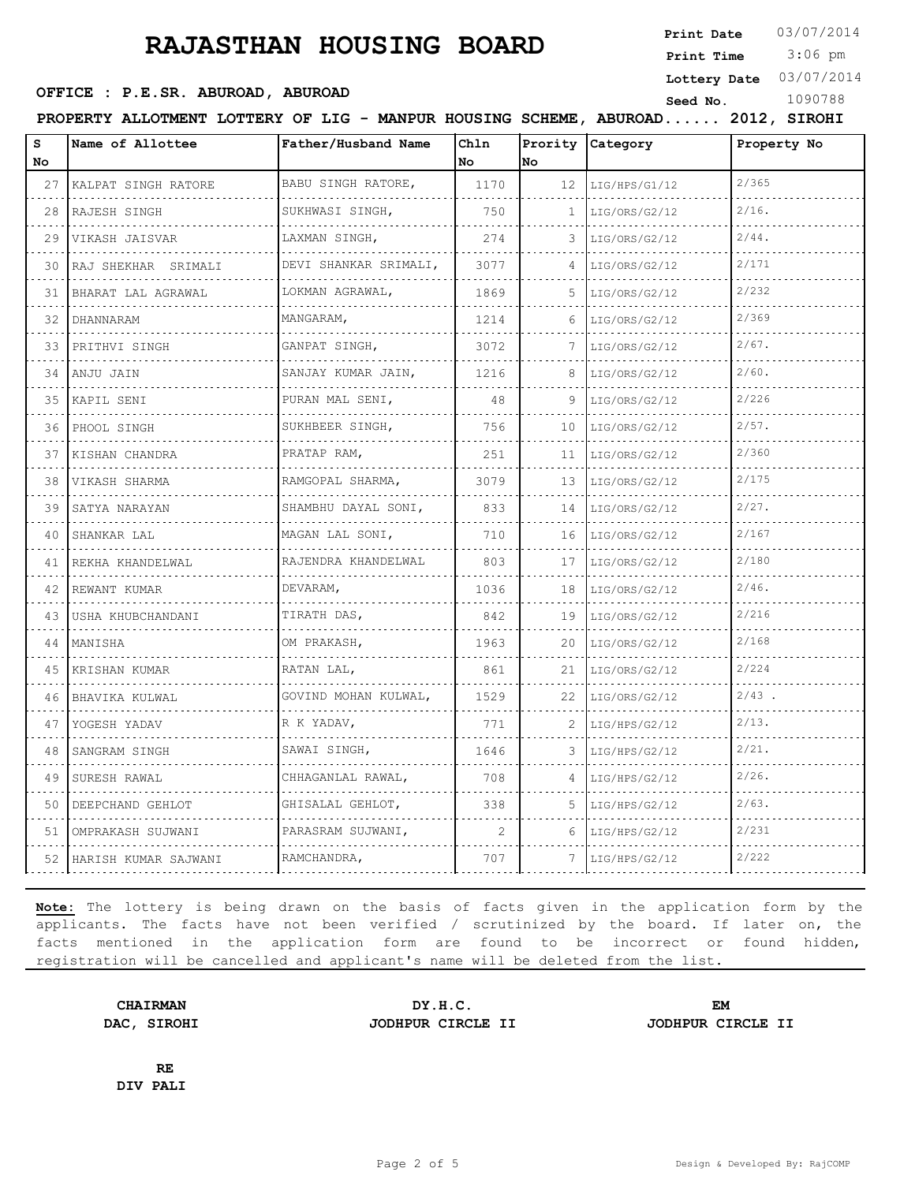# RAJASTHAN HOUSING BOARD

**Print Date** 03/07/2014
**Print Time** 3:06 pm
**Lottery Date** 03/07/2014
**Seed No.** 1090788

**OFFICE : P.E.SR. ABUROAD, ABUROAD**

**PROPERTY ALLOTMENT LOTTERY OF LIG - MANPUR HOUSING SCHEME, ABUROAD...... 2012, SIROHI**

| S No | Name of Allottee | Father/Husband Name | Chln No | Prority No | Category | Property No |
|---|---|---|---|---|---|---|
| 27 | KALPAT SINGH RATORE | BABU SINGH RATORE, | 1170 | 12 | LIG/HPS/G1/12 | 2/365 |
| 28 | RAJESH SINGH | SUKHWASI SINGH, | 750 | 1 | LIG/ORS/G2/12 | 2/16. |
| 29 | VIKASH JAISVAR | LAXMAN SINGH, | 274 | 3 | LIG/ORS/G2/12 | 2/44. |
| 30 | RAJ SHEKHAR SRIMALI | DEVI SHANKAR SRIMALI, | 3077 | 4 | LIG/ORS/G2/12 | 2/171 |
| 31 | BHARAT LAL AGRAWAL | LOKMAN AGRAWAL, | 1869 | 5 | LIG/ORS/G2/12 | 2/232 |
| 32 | DHANNARAM | MANGARAM, | 1214 | 6 | LIG/ORS/G2/12 | 2/369 |
| 33 | PRITHVI SINGH | GANPAT SINGH, | 3072 | 7 | LIG/ORS/G2/12 | 2/67. |
| 34 | ANJU JAIN | SANJAY KUMAR JAIN, | 1216 | 8 | LIG/ORS/G2/12 | 2/60. |
| 35 | KAPIL SENI | PURAN MAL SENI, | 48 | 9 | LIG/ORS/G2/12 | 2/226 |
| 36 | PHOOL SINGH | SUKHBEER SINGH, | 756 | 10 | LIG/ORS/G2/12 | 2/57. |
| 37 | KISHAN CHANDRA | PRATAP RAM, | 251 | 11 | LIG/ORS/G2/12 | 2/360 |
| 38 | VIKASH SHARMA | RAMGOPAL SHARMA, | 3079 | 13 | LIG/ORS/G2/12 | 2/175 |
| 39 | SATYA NARAYAN | SHAMBHU DAYAL SONI, | 833 | 14 | LIG/ORS/G2/12 | 2/27. |
| 40 | SHANKAR LAL | MAGAN LAL SONI, | 710 | 16 | LIG/ORS/G2/12 | 2/167 |
| 41 | REKHA KHANDELWAL | RAJENDRA KHANDELWAL | 803 | 17 | LIG/ORS/G2/12 | 2/180 |
| 42 | REWANT KUMAR | DEVARAM, | 1036 | 18 | LIG/ORS/G2/12 | 2/46. |
| 43 | USHA KHUBCHANDANI | TIRATH DAS, | 842 | 19 | LIG/ORS/G2/12 | 2/216 |
| 44 | MANISHA | OM PRAKASH, | 1963 | 20 | LIG/ORS/G2/12 | 2/168 |
| 45 | KRISHAN KUMAR | RATAN LAL, | 861 | 21 | LIG/ORS/G2/12 | 2/224 |
| 46 | BHAVIKA KULWAL | GOVIND MOHAN KULWAL, | 1529 | 22 | LIG/ORS/G2/12 | 2/43 . |
| 47 | YOGESH YADAV | R K YADAV, | 771 | 2 | LIG/HPS/G2/12 | 2/13. |
| 48 | SANGRAM SINGH | SAWAI SINGH, | 1646 | 3 | LIG/HPS/G2/12 | 2/21. |
| 49 | SURESH RAWAL | CHHAGANLAL RAWAL, | 708 | 4 | LIG/HPS/G2/12 | 2/26. |
| 50 | DEEPCHAND GEHLOT | GHISALAL GEHLOT, | 338 | 5 | LIG/HPS/G2/12 | 2/63. |
| 51 | OMPRAKASH SUJWANI | PARASRAM SUJWANI, | 2 | 6 | LIG/HPS/G2/12 | 2/231 |
| 52 | HARISH KUMAR SAJWANI | RAMCHANDRA, | 707 | 7 | LIG/HPS/G2/12 | 2/222 |

**Note:** The lottery is being drawn on the basis of facts given in the application form by the applicants. The facts have not been verified / scrutinized by the board. If later on, the facts mentioned in the application form are found to be incorrect or found hidden, registration will be cancelled and applicant's name will be deleted from the list.

**CHAIRMAN**
**DAC, SIROHI**

**DY.H.C.**
**JODHPUR CIRCLE II**

**EM**
**JODHPUR CIRCLE II**

**RE**
**DIV PALI**

Design & Developed By: RajCOMP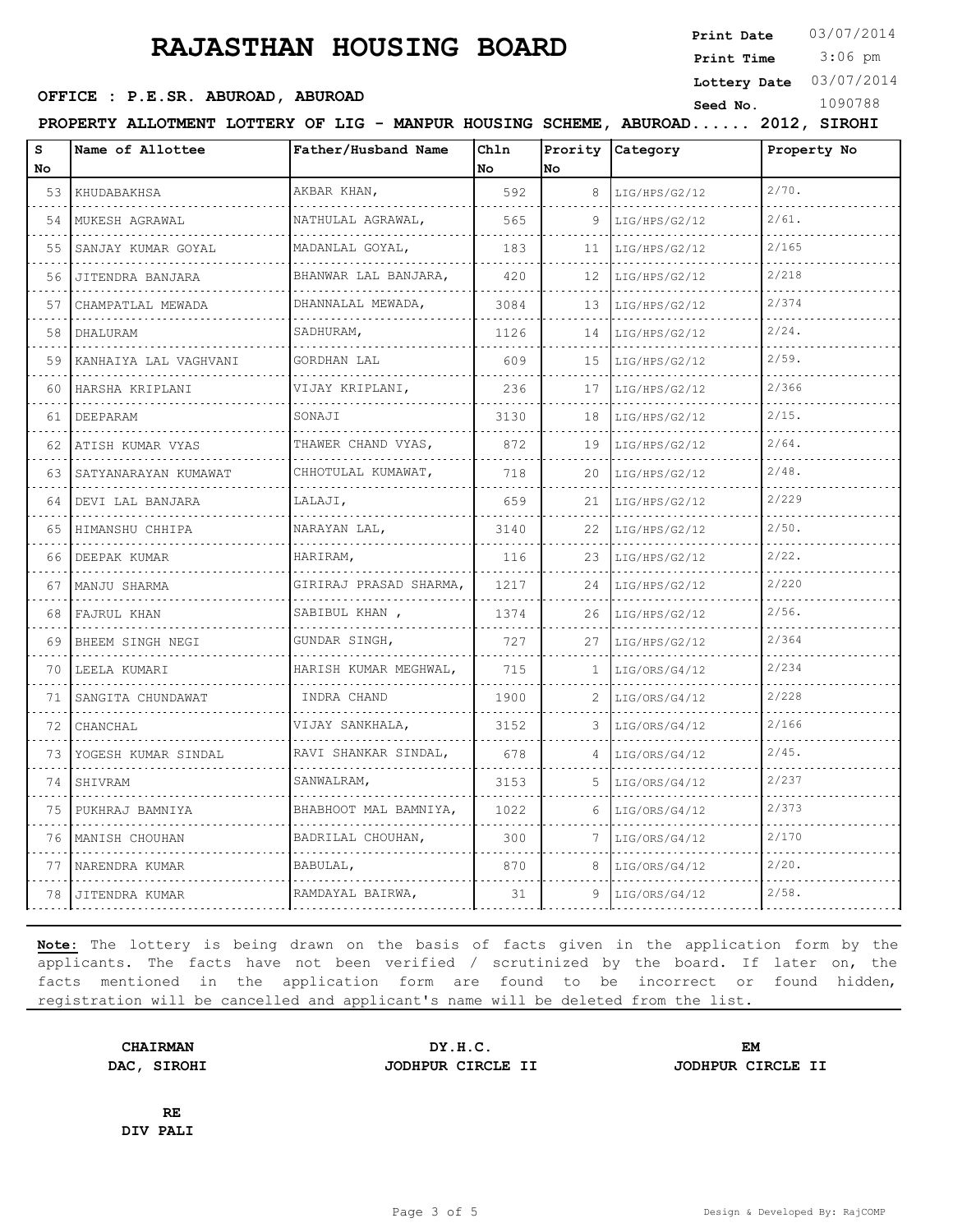# RAJASTHAN HOUSING BOARD

**Print Date** 03/07/2014
**Print Time** 3:06 pm
**Lottery Date** 03/07/2014
**Seed No.** 1090788

**OFFICE : P.E.SR. ABUROAD, ABUROAD**

**PROPERTY ALLOTMENT LOTTERY OF LIG - MANPUR HOUSING SCHEME, ABUROAD...... 2012, SIROHI**

| S No | Name of Allottee | Father/Husband Name | Chln No | Prority No | Category | Property No |
|---|---|---|---|---|---|---|
| 53 | KHUDABAKHSA | AKBAR KHAN, | 592 | 8 | LIG/HPS/G2/12 | 2/70. |
| 54 | MUKESH AGRAWAL | NATHULAL AGRAWAL, | 565 | 9 | LIG/HPS/G2/12 | 2/61. |
| 55 | SANJAY KUMAR GOYAL | MADANLAL GOYAL, | 183 | 11 | LIG/HPS/G2/12 | 2/165 |
| 56 | JITENDRA BANJARA | BHANWAR LAL BANJARA, | 420 | 12 | LIG/HPS/G2/12 | 2/218 |
| 57 | CHAMPATLAL MEWADA | DHANNALAL MEWADA, | 3084 | 13 | LIG/HPS/G2/12 | 2/374 |
| 58 | DHALURAM | SADHURAM, | 1126 | 14 | LIG/HPS/G2/12 | 2/24. |
| 59 | KANHAIYA LAL VAGHVANI | GORDHAN LAL | 609 | 15 | LIG/HPS/G2/12 | 2/59. |
| 60 | HARSHA KRIPLANI | VIJAY KRIPLANI, | 236 | 17 | LIG/HPS/G2/12 | 2/366 |
| 61 | DEEPARAM | SONAJI | 3130 | 18 | LIG/HPS/G2/12 | 2/15. |
| 62 | ATISH KUMAR VYAS | THAWER CHAND VYAS, | 872 | 19 | LIG/HPS/G2/12 | 2/64. |
| 63 | SATYANARAYAN KUMAWAT | CHHOTULAL KUMAWAT, | 718 | 20 | LIG/HPS/G2/12 | 2/48. |
| 64 | DEVI LAL BANJARA | LALAJI, | 659 | 21 | LIG/HPS/G2/12 | 2/229 |
| 65 | HIMANSHU CHHIPA | NARAYAN LAL, | 3140 | 22 | LIG/HPS/G2/12 | 2/50. |
| 66 | DEEPAK KUMAR | HARIRAM, | 116 | 23 | LIG/HPS/G2/12 | 2/22. |
| 67 | MANJU SHARMA | GIRIRAJ PRASAD SHARMA, | 1217 | 24 | LIG/HPS/G2/12 | 2/220 |
| 68 | FAJRUL KHAN | SABIBUL KHAN , | 1374 | 26 | LIG/HPS/G2/12 | 2/56. |
| 69 | BHEEM SINGH NEGI | GUNDAR SINGH, | 727 | 27 | LIG/HPS/G2/12 | 2/364 |
| 70 | LEELA KUMARI | HARISH KUMAR MEGHWAL, | 715 | 1 | LIG/ORS/G4/12 | 2/234 |
| 71 | SANGITA CHUNDAWAT | INDRA CHAND | 1900 | 2 | LIG/ORS/G4/12 | 2/228 |
| 72 | CHANCHAL | VIJAY SANKHALA, | 3152 | 3 | LIG/ORS/G4/12 | 2/166 |
| 73 | YOGESH KUMAR SINDAL | RAVI SHANKAR SINDAL, | 678 | 4 | LIG/ORS/G4/12 | 2/45. |
| 74 | SHIVRAM | SANWALRAM, | 3153 | 5 | LIG/ORS/G4/12 | 2/237 |
| 75 | PUKHRAJ BAMNIYA | BHABHOOT MAL BAMNIYA, | 1022 | 6 | LIG/ORS/G4/12 | 2/373 |
| 76 | MANISH CHOUHAN | BADRILAL CHOUHAN, | 300 | 7 | LIG/ORS/G4/12 | 2/170 |
| 77 | NARENDRA KUMAR | BABULAL, | 870 | 8 | LIG/ORS/G4/12 | 2/20. |
| 78 | JITENDRA KUMAR | RAMDAYAL BAIRWA, | 31 | 9 | LIG/ORS/G4/12 | 2/58. |

**Note:** The lottery is being drawn on the basis of facts given in the application form by the applicants. The facts have not been verified / scrutinized by the board. If later on, the facts mentioned in the application form are found to be incorrect or found hidden, registration will be cancelled and applicant's name will be deleted from the list.

**CHAIRMAN**
**DAC, SIROHI**

**DY.H.C.**
**JODHPUR CIRCLE II**

**EM**
**JODHPUR CIRCLE II**

**RE**
**DIV PALI**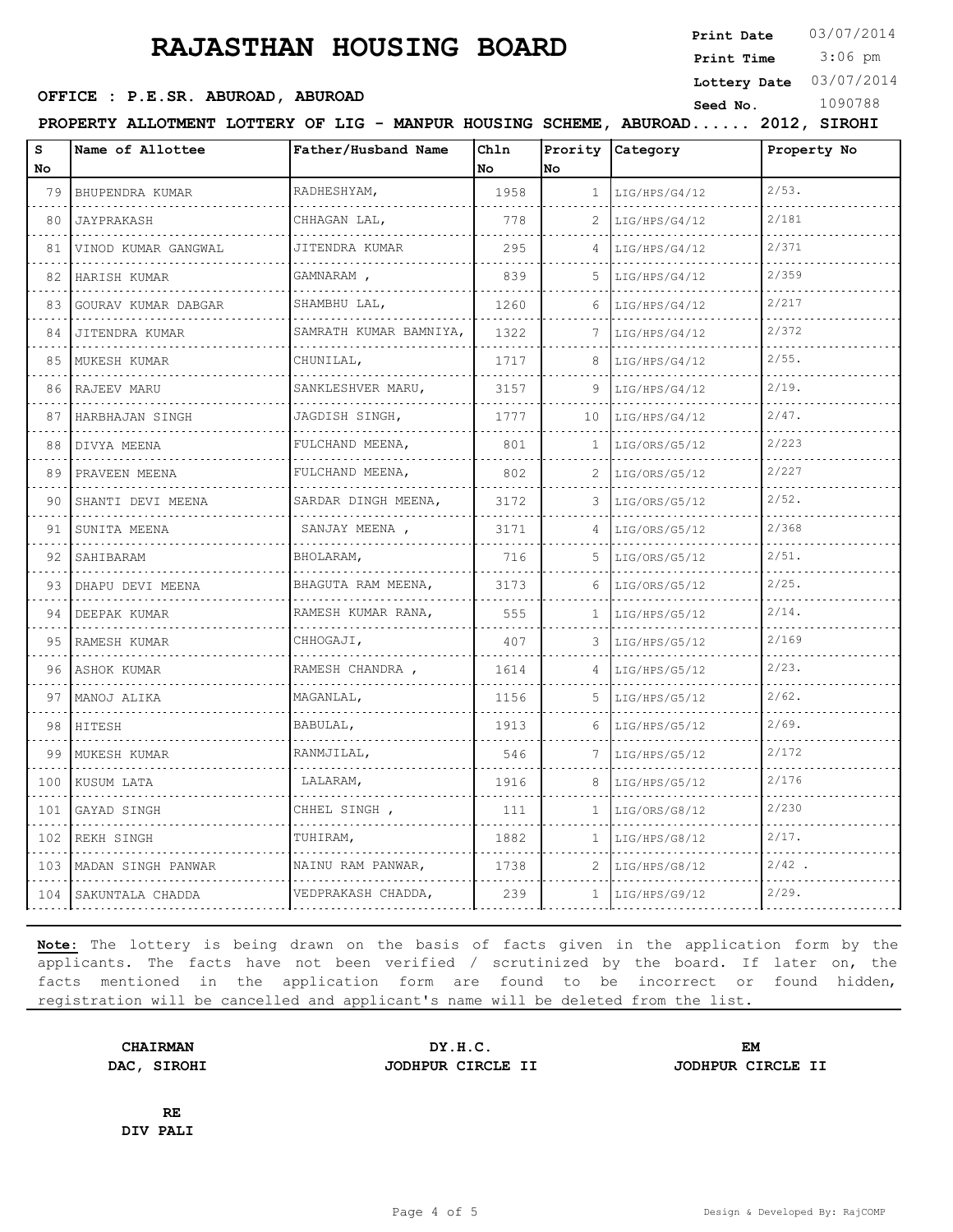# RAJASTHAN HOUSING BOARD

**Print Date** 03/07/2014
**Print Time** 3:06 pm
**Lottery Date** 03/07/2014
**Seed No.** 1090788

**OFFICE : P.E.SR. ABUROAD, ABUROAD**

**PROPERTY ALLOTMENT LOTTERY OF LIG - MANPUR HOUSING SCHEME, ABUROAD...... 2012, SIROHI**

| S No | Name of Allottee | Father/Husband Name | Chln No | Prority No | Category | Property No |
|---|---|---|---|---|---|---|
| 79 | BHUPENDRA KUMAR | RADHESHYAM, | 1958 | 1 | LIG/HPS/G4/12 | 2/53. |
| 80 | JAYPRAKASH | CHHAGAN LAL, | 778 | 2 | LIG/HPS/G4/12 | 2/181 |
| 81 | VINOD KUMAR GANGWAL | JITENDRA KUMAR | 295 | 4 | LIG/HPS/G4/12 | 2/371 |
| 82 | HARISH KUMAR | GAMNARAM , | 839 | 5 | LIG/HPS/G4/12 | 2/359 |
| 83 | GOURAV KUMAR DABGAR | SHAMBHU LAL, | 1260 | 6 | LIG/HPS/G4/12 | 2/217 |
| 84 | JITENDRA KUMAR | SAMRATH KUMAR BAMNIYA, | 1322 | 7 | LIG/HPS/G4/12 | 2/372 |
| 85 | MUKESH KUMAR | CHUNILAL, | 1717 | 8 | LIG/HPS/G4/12 | 2/55. |
| 86 | RAJEEV MARU | SANKLESHVER MARU, | 3157 | 9 | LIG/HPS/G4/12 | 2/19. |
| 87 | HARBHAJAN SINGH | JAGDISH SINGH, | 1777 | 10 | LIG/HPS/G4/12 | 2/47. |
| 88 | DIVYA MEENA | FULCHAND MEENA, | 801 | 1 | LIG/ORS/G5/12 | 2/223 |
| 89 | PRAVEEN MEENA | FULCHAND MEENA, | 802 | 2 | LIG/ORS/G5/12 | 2/227 |
| 90 | SHANTI DEVI MEENA | SARDAR DINGH MEENA, | 3172 | 3 | LIG/ORS/G5/12 | 2/52. |
| 91 | SUNITA MEENA | SANJAY MEENA , | 3171 | 4 | LIG/ORS/G5/12 | 2/368 |
| 92 | SAHIBARAM | BHOLARAM, | 716 | 5 | LIG/ORS/G5/12 | 2/51. |
| 93 | DHAPU DEVI MEENA | BHAGUTA RAM MEENA, | 3173 | 6 | LIG/ORS/G5/12 | 2/25. |
| 94 | DEEPAK KUMAR | RAMESH KUMAR RANA, | 555 | 1 | LIG/HPS/G5/12 | 2/14. |
| 95 | RAMESH KUMAR | CHHOGAJI, | 407 | 3 | LIG/HPS/G5/12 | 2/169 |
| 96 | ASHOK KUMAR | RAMESH CHANDRA , | 1614 | 4 | LIG/HPS/G5/12 | 2/23. |
| 97 | MANOJ ALIKA | MAGANLAL, | 1156 | 5 | LIG/HPS/G5/12 | 2/62. |
| 98 | HITESH | BABULAL, | 1913 | 6 | LIG/HPS/G5/12 | 2/69. |
| 99 | MUKESH KUMAR | RANMJILAL, | 546 | 7 | LIG/HPS/G5/12 | 2/172 |
| 100 | KUSUM LATA | LALARAM, | 1916 | 8 | LIG/HPS/G5/12 | 2/176 |
| 101 | GAYAD SINGH | CHHEL SINGH , | 111 | 1 | LIG/ORS/G8/12 | 2/230 |
| 102 | REKH SINGH | TUHIRAM, | 1882 | 1 | LIG/HPS/G8/12 | 2/17. |
| 103 | MADAN SINGH PANWAR | NAINU RAM PANWAR, | 1738 | 2 | LIG/HPS/G8/12 | 2/42 . |
| 104 | SAKUNTALA CHADDA | VEDPRAKASH CHADDA, | 239 | 1 | LIG/HPS/G9/12 | 2/29. |

**Note:** The lottery is being drawn on the basis of facts given in the application form by the applicants. The facts have not been verified / scrutinized by the board. If later on, the facts mentioned in the application form are found to be incorrect or found hidden, registration will be cancelled and applicant's name will be deleted from the list.

**CHAIRMAN**
**DAC, SIROHI**

**DY.H.C.**
**JODHPUR CIRCLE II**

**EM**
**JODHPUR CIRCLE II**

**RE**
**DIV PALI**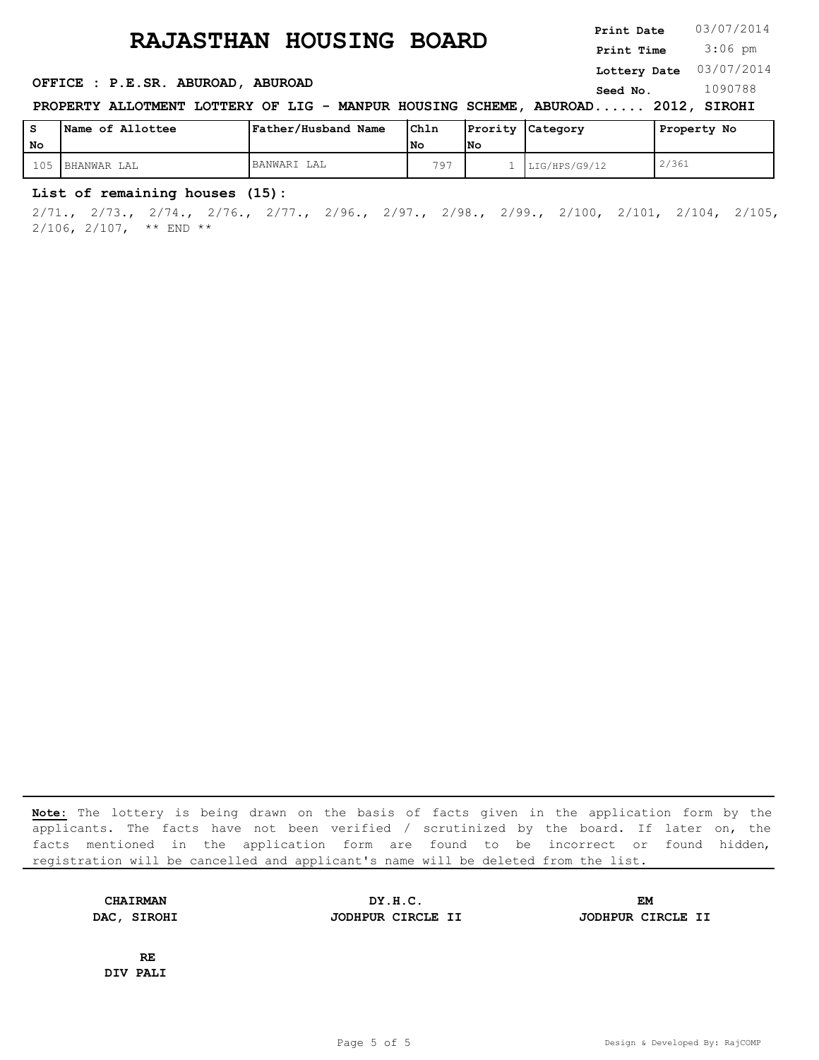# RAJASTHAN HOUSING BOARD

**Print Date** 03/07/2014
**Print Time** 3:06 pm
**Lottery Date** 03/07/2014
**Seed No.** 1090788

**OFFICE : P.E.SR. ABUROAD, ABUROAD**

**PROPERTY ALLOTMENT LOTTERY OF LIG - MANPUR HOUSING SCHEME, ABUROAD...... 2012, SIROHI**

| S No | Name of Allottee | Father/Husband Name | Chln No | Prority No | Category | Property No |
|---|---|---|---|---|---|---|
| 105 | BHANWAR LAL | BANWARI LAL | 797 | 1 | LIG/HPS/G9/12 | 2/361 |

**List of remaining houses (15):**

2/71., 2/73., 2/74., 2/76., 2/77., 2/96., 2/97., 2/98., 2/99., 2/100, 2/101, 2/104, 2/105, 2/106, 2/107, ** END **

**Note:** The lottery is being drawn on the basis of facts given in the application form by the applicants. The facts have not been verified / scrutinized by the board. If later on, the facts mentioned in the application form are found to be incorrect or found hidden, registration will be cancelled and applicant's name will be deleted from the list.

**CHAIRMAN**
**DAC, SIROHI**

**DY.H.C.**
**JODHPUR CIRCLE II**

**EM**
**JODHPUR CIRCLE II**

**RE**
**DIV PALI**

Design & Developed By: RajCOMP